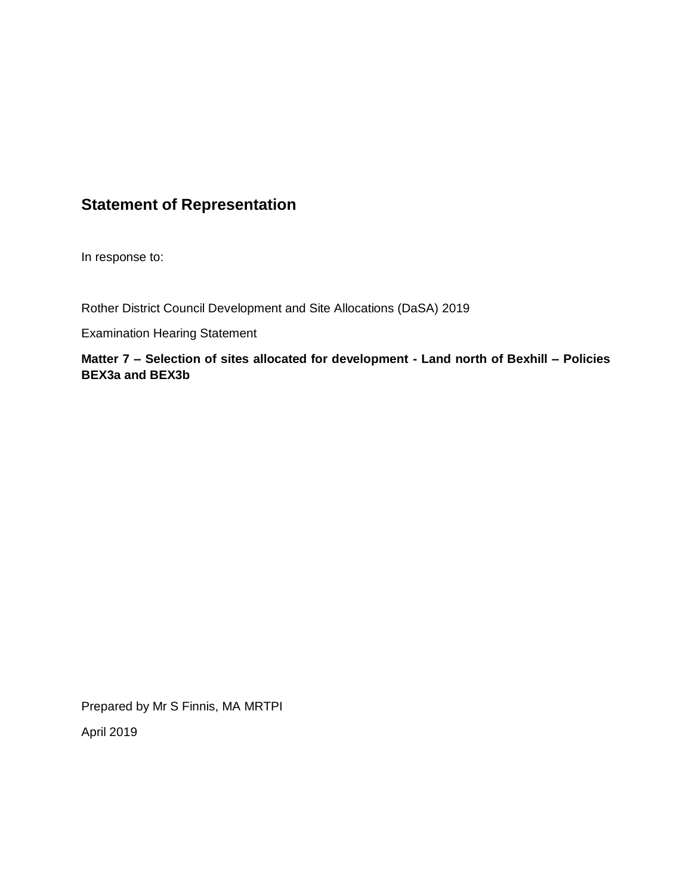# Statement of Representation

In response to:

Rother District Council Development and Site Allocations (DaSA) 2019

Examination Hearing Statement

**Matter 7 – Selection of sites allocated for development - Land north of Bexhill – Policies BEX3a and BEX3b**

Prepared by Mr S Finnis, MA MRTPI

April 2019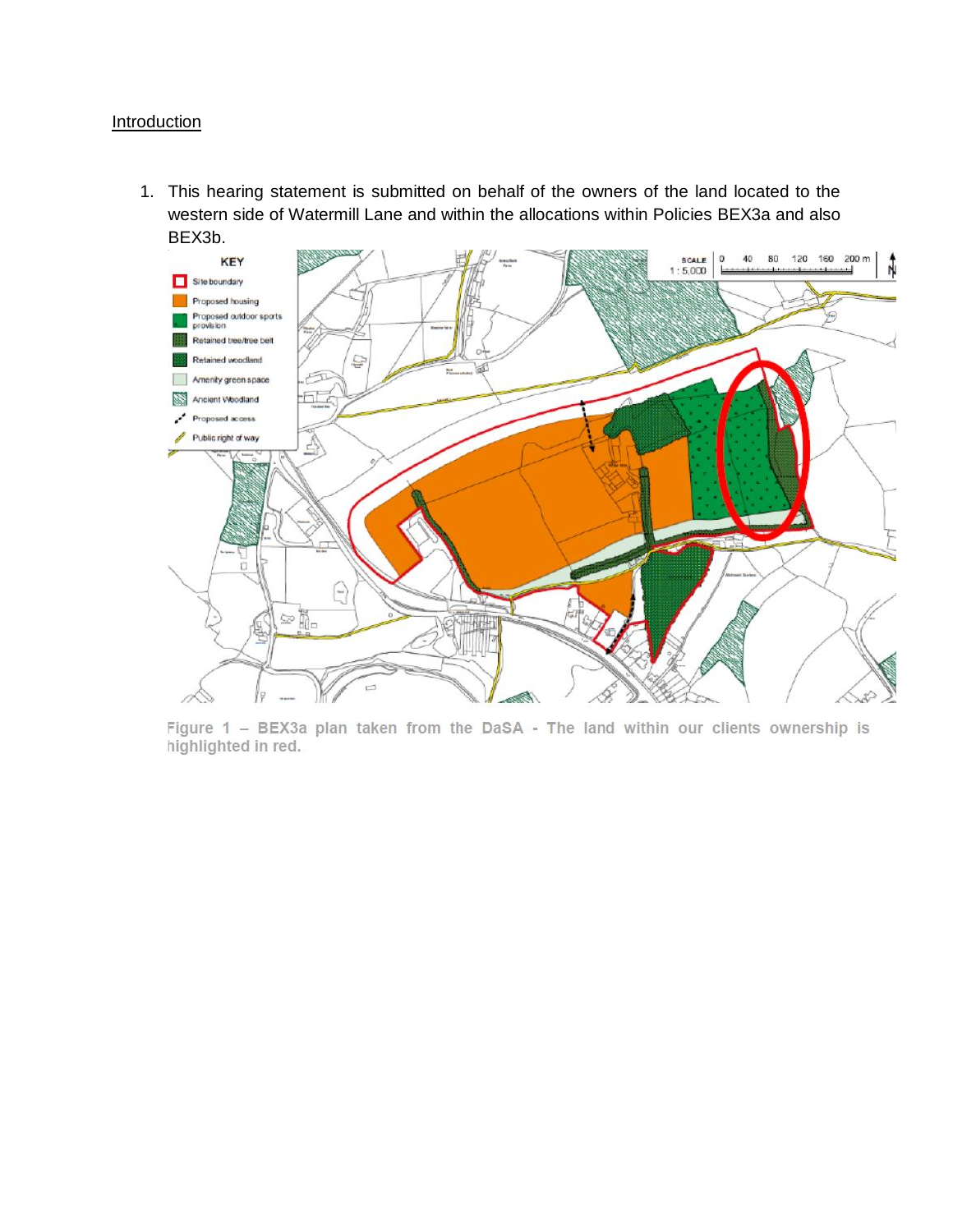## Introduction

1. This hearing statement is submitted on behalf of the owners of the land located to the western side of Watermill Lane and within the allocations within Policies BEX3a and also BEX3b.

Figure 1 – BEX3a plan taken from the DaSA - The land within our clients ownership is highlighted in red.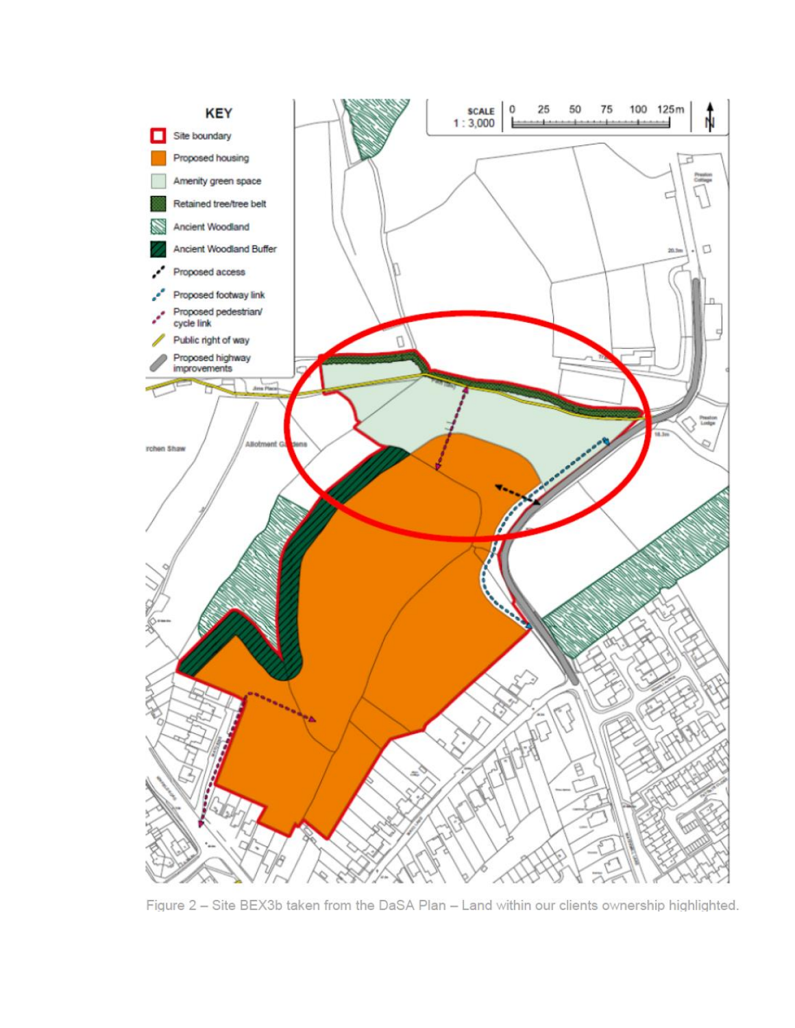Figure 2 – Site BEX3b taken from the DaSA Plan – Land within our clients ownership highlighted.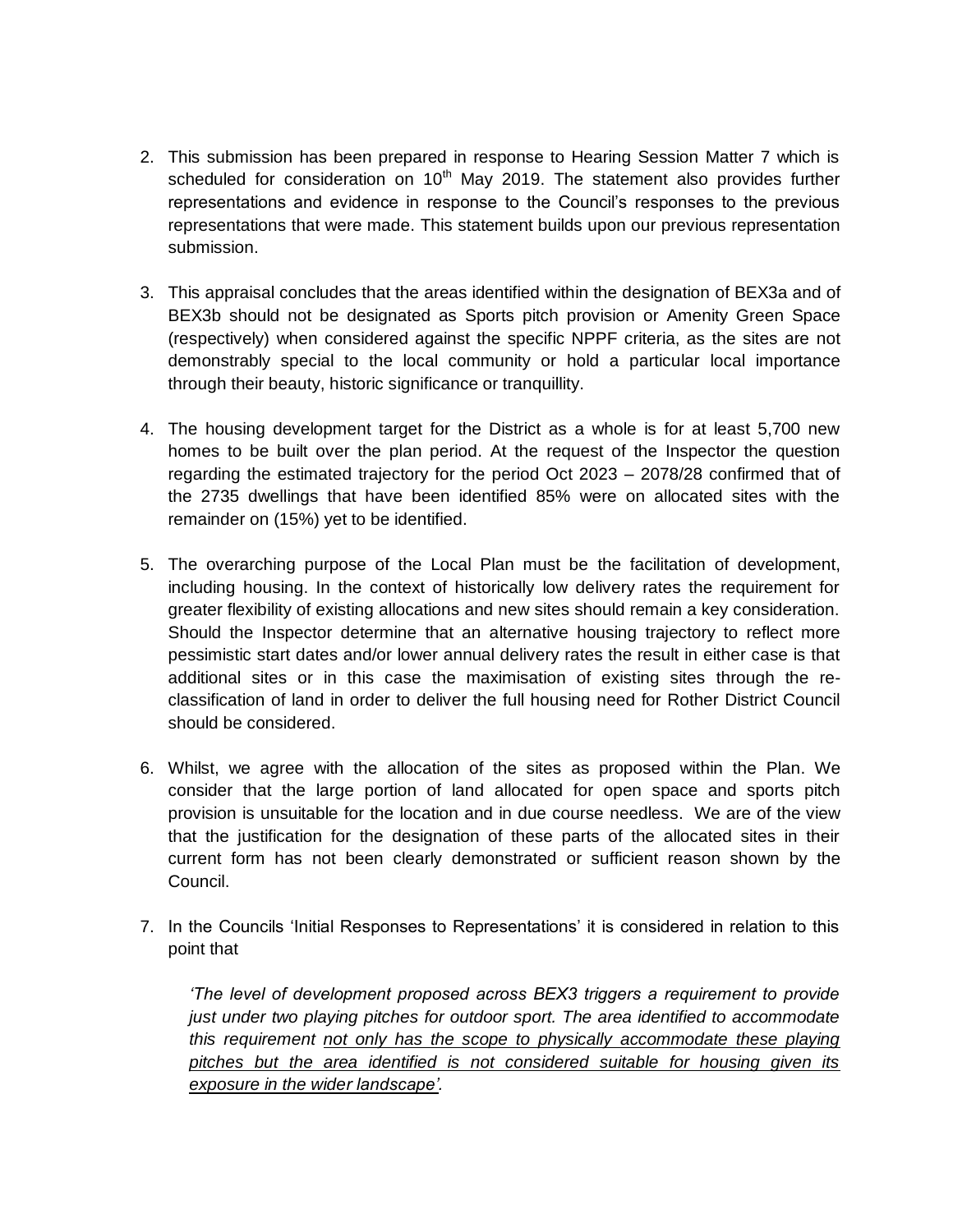2. This submission has been prepared in response to Hearing Session Matter 7 which is scheduled for consideration on 10th May 2019. The statement also provides further representations and evidence in response to the Council's responses to the previous representations that were made. This statement builds upon our previous representation submission.

3. This appraisal concludes that the areas identified within the designation of BEX3a and of BEX3b should not be designated as Sports pitch provision or Amenity Green Space (respectively) when considered against the specific NPPF criteria, as the sites are not demonstrably special to the local community or hold a particular local importance through their beauty, historic significance or tranquillity.

4. The housing development target for the District as a whole is for at least 5,700 new homes to be built over the plan period. At the request of the Inspector the question regarding the estimated trajectory for the period Oct 2023 – 2078/28 confirmed that of the 2735 dwellings that have been identified 85% were on allocated sites with the remainder on (15%) yet to be identified.

5. The overarching purpose of the Local Plan must be the facilitation of development, including housing. In the context of historically low delivery rates the requirement for greater flexibility of existing allocations and new sites should remain a key consideration. Should the Inspector determine that an alternative housing trajectory to reflect more pessimistic start dates and/or lower annual delivery rates the result in either case is that additional sites or in this case the maximisation of existing sites through the re-classification of land in order to deliver the full housing need for Rother District Council should be considered.

6. Whilst, we agree with the allocation of the sites as proposed within the Plan. We consider that the large portion of land allocated for open space and sports pitch provision is unsuitable for the location and in due course needless. We are of the view that the justification for the designation of these parts of the allocated sites in their current form has not been clearly demonstrated or sufficient reason shown by the Council.

7. In the Councils 'Initial Responses to Representations' it is considered in relation to this point that

   *'The level of development proposed across BEX3 triggers a requirement to provide just under two playing pitches for outdoor sport. The area identified to accommodate this requirement <u>not only has the scope to physically accommodate these playing pitches but the area identified is not considered suitable for housing given its exposure in the wider landscape'</u>.*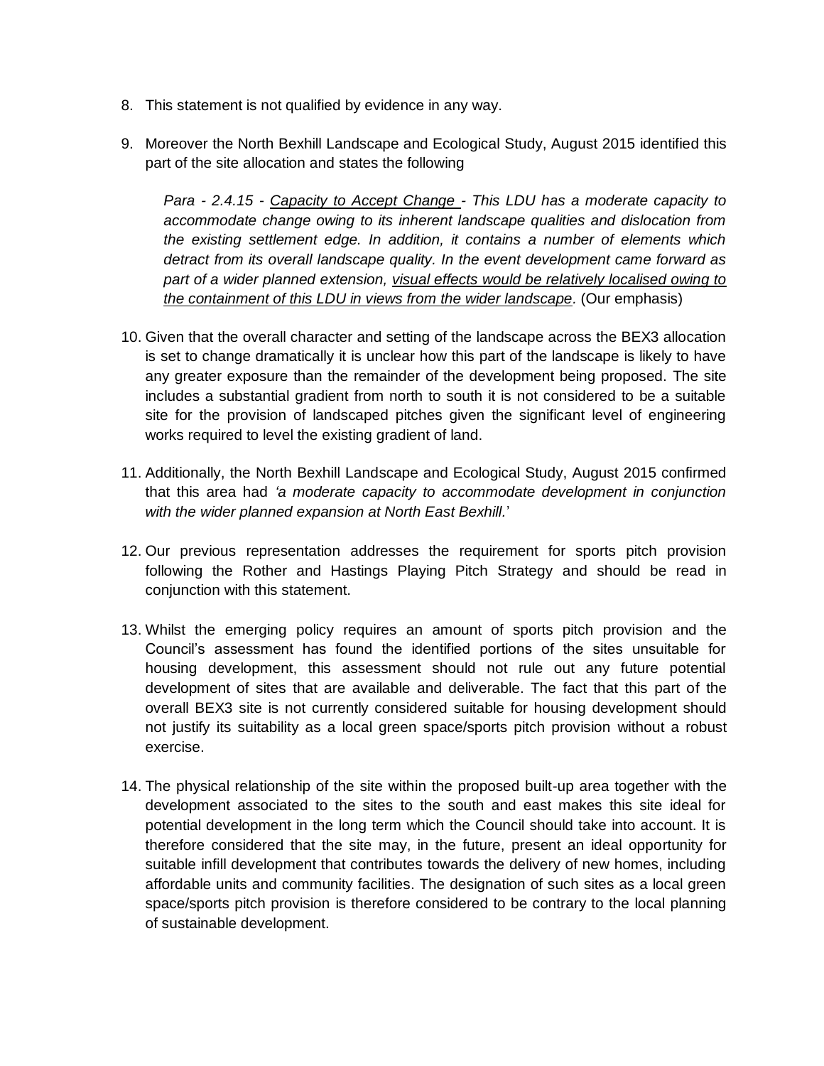8. This statement is not qualified by evidence in any way.

9. Moreover the North Bexhill Landscape and Ecological Study, August 2015 identified this part of the site allocation and states the following

   *Para - 2.4.15 - <u>Capacity to Accept Change</u> - This LDU has a moderate capacity to accommodate change owing to its inherent landscape qualities and dislocation from the existing settlement edge. In addition, it contains a number of elements which detract from its overall landscape quality. In the event development came forward as part of a wider planned extension, <u>visual effects would be relatively localised owing to the containment of this LDU in views from the wider landscape</u>.* (Our emphasis)

10. Given that the overall character and setting of the landscape across the BEX3 allocation is set to change dramatically it is unclear how this part of the landscape is likely to have any greater exposure than the remainder of the development being proposed. The site includes a substantial gradient from north to south it is not considered to be a suitable site for the provision of landscaped pitches given the significant level of engineering works required to level the existing gradient of land.

11. Additionally, the North Bexhill Landscape and Ecological Study, August 2015 confirmed that this area had *'a moderate capacity to accommodate development in conjunction with the wider planned expansion at North East Bexhill.*'

12. Our previous representation addresses the requirement for sports pitch provision following the Rother and Hastings Playing Pitch Strategy and should be read in conjunction with this statement.

13. Whilst the emerging policy requires an amount of sports pitch provision and the Council's assessment has found the identified portions of the sites unsuitable for housing development, this assessment should not rule out any future potential development of sites that are available and deliverable. The fact that this part of the overall BEX3 site is not currently considered suitable for housing development should not justify its suitability as a local green space/sports pitch provision without a robust exercise.

14. The physical relationship of the site within the proposed built-up area together with the development associated to the sites to the south and east makes this site ideal for potential development in the long term which the Council should take into account. It is therefore considered that the site may, in the future, present an ideal opportunity for suitable infill development that contributes towards the delivery of new homes, including affordable units and community facilities. The designation of such sites as a local green space/sports pitch provision is therefore considered to be contrary to the local planning of sustainable development.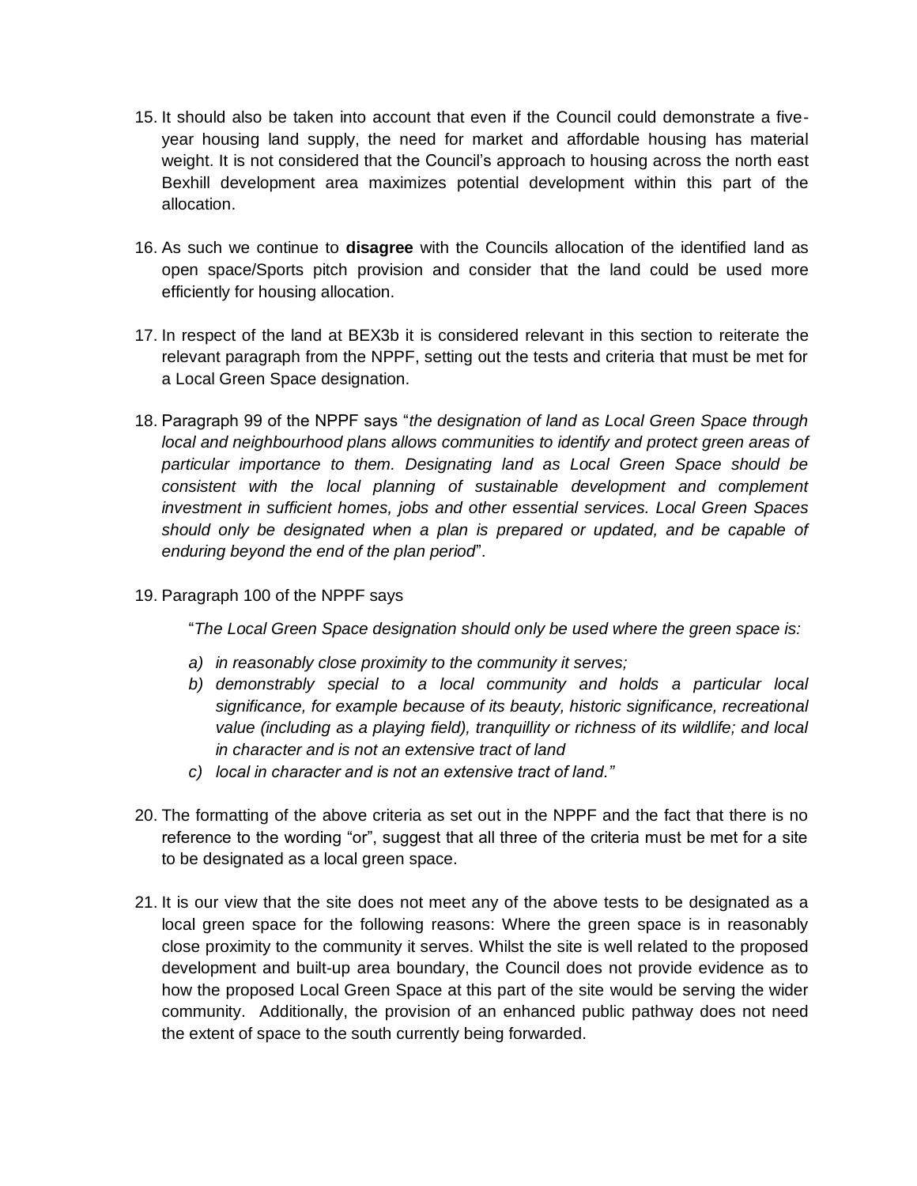15. It should also be taken into account that even if the Council could demonstrate a five-year housing land supply, the need for market and affordable housing has material weight. It is not considered that the Council's approach to housing across the north east Bexhill development area maximizes potential development within this part of the allocation.

16. As such we continue to **disagree** with the Councils allocation of the identified land as open space/Sports pitch provision and consider that the land could be used more efficiently for housing allocation.

17. In respect of the land at BEX3b it is considered relevant in this section to reiterate the relevant paragraph from the NPPF, setting out the tests and criteria that must be met for a Local Green Space designation.

18. Paragraph 99 of the NPPF says "*the designation of land as Local Green Space through local and neighbourhood plans allows communities to identify and protect green areas of particular importance to them. Designating land as Local Green Space should be consistent with the local planning of sustainable development and complement investment in sufficient homes, jobs and other essential services. Local Green Spaces should only be designated when a plan is prepared or updated, and be capable of enduring beyond the end of the plan period*".

19. Paragraph 100 of the NPPF says

    "*The Local Green Space designation should only be used where the green space is:*

    a) *in reasonably close proximity to the community it serves;*
    b) *demonstrably special to a local community and holds a particular local significance, for example because of its beauty, historic significance, recreational value (including as a playing field), tranquillity or richness of its wildlife; and local in character and is not an extensive tract of land*
    c) *local in character and is not an extensive tract of land."*

20. The formatting of the above criteria as set out in the NPPF and the fact that there is no reference to the wording "or", suggest that all three of the criteria must be met for a site to be designated as a local green space.

21. It is our view that the site does not meet any of the above tests to be designated as a local green space for the following reasons: Where the green space is in reasonably close proximity to the community it serves. Whilst the site is well related to the proposed development and built-up area boundary, the Council does not provide evidence as to how the proposed Local Green Space at this part of the site would be serving the wider community. Additionally, the provision of an enhanced public pathway does not need the extent of space to the south currently being forwarded.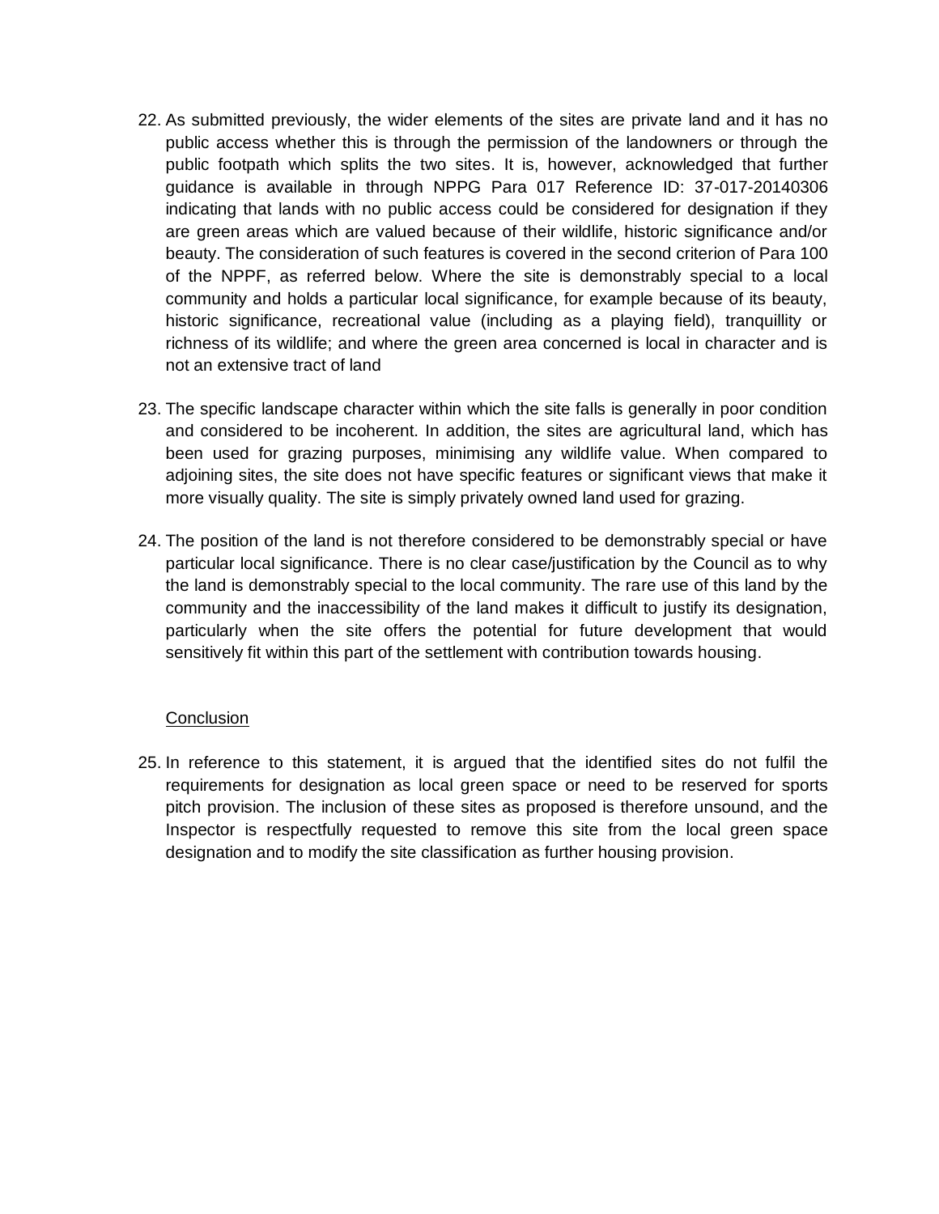22. As submitted previously, the wider elements of the sites are private land and it has no public access whether this is through the permission of the landowners or through the public footpath which splits the two sites. It is, however, acknowledged that further guidance is available in through NPPG Para 017 Reference ID: 37-017-20140306 indicating that lands with no public access could be considered for designation if they are green areas which are valued because of their wildlife, historic significance and/or beauty. The consideration of such features is covered in the second criterion of Para 100 of the NPPF, as referred below. Where the site is demonstrably special to a local community and holds a particular local significance, for example because of its beauty, historic significance, recreational value (including as a playing field), tranquillity or richness of its wildlife; and where the green area concerned is local in character and is not an extensive tract of land

23. The specific landscape character within which the site falls is generally in poor condition and considered to be incoherent. In addition, the sites are agricultural land, which has been used for grazing purposes, minimising any wildlife value. When compared to adjoining sites, the site does not have specific features or significant views that make it more visually quality. The site is simply privately owned land used for grazing.

24. The position of the land is not therefore considered to be demonstrably special or have particular local significance. There is no clear case/justification by the Council as to why the land is demonstrably special to the local community. The rare use of this land by the community and the inaccessibility of the land makes it difficult to justify its designation, particularly when the site offers the potential for future development that would sensitively fit within this part of the settlement with contribution towards housing.

<u>Conclusion</u>

25. In reference to this statement, it is argued that the identified sites do not fulfil the requirements for designation as local green space or need to be reserved for sports pitch provision. The inclusion of these sites as proposed is therefore unsound, and the Inspector is respectfully requested to remove this site from the local green space designation and to modify the site classification as further housing provision.